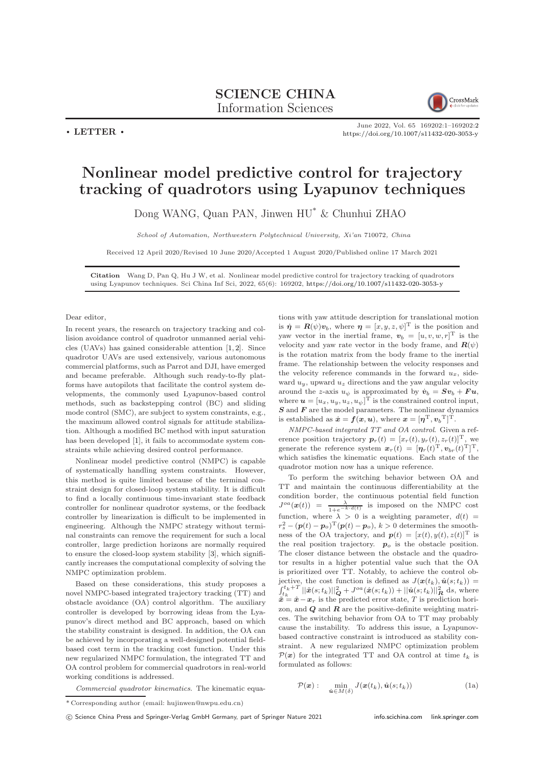**SCIENCE CHINA**
**Information Sciences**

• **LETTER** •

# Nonlinear model predictive control for trajectory tracking of quadrotors using Lyapunov techniques

Dong WANG, Quan PAN, Jinwen HU* & Chunhui ZHAO

*School of Automation, Northwestern Polytechnical University, Xi'an 710072, China*

Received 12 April 2020/Revised 10 June 2020/Accepted 1 August 2020/Published online 17 March 2021

**Citation** Wang D, Pan Q, Hu J W, et al. Nonlinear model predictive control for trajectory tracking of quadrotors using Lyapunov techniques. Sci China Inf Sci, 2022, 65(6): 169202, https://doi.org/10.1007/s11432-020-3053-y

Dear editor,

In recent years, the research on trajectory tracking and collision avoidance control of quadrotor unmanned aerial vehicles (UAVs) has gained considerable attention [1, 2]. Since quadrotor UAVs are used extensively, various autonomous commercial platforms, such as Parrot and DJI, have emerged and became preferable. Although such ready-to-fly platforms have autopilots that facilitate the control system developments, the commonly used Lyapunov-based control methods, such as backstepping control (BC) and sliding mode control (SMC), are subject to system constraints, e.g., the maximum allowed control signals for attitude stabilization. Although a modified BC method with input saturation has been developed [1], it fails to accommodate system constraints while achieving desired control performance.

Nonlinear model predictive control (NMPC) is capable of systematically handling system constraints. However, this method is quite limited because of the terminal constraint design for closed-loop system stability. It is difficult to find a locally continuous time-invariant state feedback controller for nonlinear quadrotor systems, or the feedback controller by linearization is difficult to be implemented in engineering. Although the NMPC strategy without terminal constraints can remove the requirement for such a local controller, large prediction horizons are normally required to ensure the closed-loop system stability [3], which significantly increases the computational complexity of solving the NMPC optimization problem.

Based on these considerations, this study proposes a novel NMPC-based integrated trajectory tracking (TT) and obstacle avoidance (OA) control algorithm. The auxiliary controller is developed by borrowing ideas from the Lyapunov's direct method and BC approach, based on which the stability constraint is designed. In addition, the OA can be achieved by incorporating a well-designed potential field-based cost term in the tracking cost function. Under this new regularized NMPC formulation, the integrated TT and OA control problem for commercial quadrotors in real-world working conditions is addressed.

*Commercial quadrotor kinematics.* The kinematic equations with yaw attitude description for translational motion is $\dot{\boldsymbol{\eta}} = \boldsymbol{R}(\psi)\boldsymbol{v}_b$, where $\boldsymbol{\eta} = [x, y, z, \psi]^{\mathrm{T}}$ is the position and yaw vector in the inertial frame, $\boldsymbol{v}_b = [u, v, w, r]^{\mathrm{T}}$ is the velocity and yaw rate vector in the body frame, and $\boldsymbol{R}(\psi)$ is the rotation matrix from the body frame to the inertial frame. The relationship between the velocity responses and the velocity reference commands in the forward $u_x$, sideward $u_y$, upward $u_z$ directions and the yaw angular velocity around the $z$-axis $u_\psi$ is approximated by $\dot{\boldsymbol{v}}_b = \boldsymbol{S}\boldsymbol{v}_b + \boldsymbol{F}\boldsymbol{u}$, where $\boldsymbol{u} = [u_x, u_y, u_z, u_\psi]^{\mathrm{T}}$ is the constrained control input, $\boldsymbol{S}$ and $\boldsymbol{F}$ are the model parameters. The nonlinear dynamics is established as $\dot{\boldsymbol{x}} = \boldsymbol{f}(\boldsymbol{x}, \boldsymbol{u})$, where $\boldsymbol{x} = [\boldsymbol{\eta}^{\mathrm{T}}, \boldsymbol{v}_b^{\mathrm{T}}]^{\mathrm{T}}$.

*NMPC-based integrated TT and OA control.* Given a reference position trajectory $\boldsymbol{p}_r(t) = [x_r(t), y_r(t), z_r(t)]^{\mathrm{T}}$, we generate the reference system $\boldsymbol{x}_r(t) = [\boldsymbol{\eta}_r(t)^{\mathrm{T}}, \boldsymbol{v}_{br}(t)^{\mathrm{T}}]^{\mathrm{T}}$, which satisfies the kinematic equations. Each state of the quadrotor motion now has a unique reference.

To perform the switching behavior between OA and TT and maintain the continuous differentiability at the condition border, the continuous potential field function $J^{oa}(\boldsymbol{x}(t)) = \frac{\lambda}{1+e^{-k \cdot d(t)}}$ is imposed on the NMPC cost function, where $\lambda > 0$ is a weighting parameter, $d(t) = r_s^2 - (\boldsymbol{p}(t) - \boldsymbol{p}_o)^{\mathrm{T}}(\boldsymbol{p}(t) - \boldsymbol{p}_o)$, $k > 0$ determines the smoothness of the OA trajectory, and $\boldsymbol{p}(t) = [x(t), y(t), z(t)]^{\mathrm{T}}$ is the real position trajectory. $\boldsymbol{p}_o$ is the obstacle position. The closer distance between the obstacle and the quadrotor results in a higher potential value such that the OA is prioritized over TT. Notably, to achieve the control objective, the cost function is defined as $J(\boldsymbol{x}(t_k), \hat{\boldsymbol{u}}(s; t_k)) = \int_{t_k}^{t_k+T} ||\tilde{\boldsymbol{x}}(s; t_k)||_{\boldsymbol{Q}}^2 + J^{oa}(\hat{\boldsymbol{x}}(s; t_k)) + ||\hat{\boldsymbol{u}}(s; t_k)||_{\boldsymbol{R}}^2 \, \mathrm{d}s$, where $\tilde{\boldsymbol{x}} = \hat{\boldsymbol{x}} - \boldsymbol{x}_r$ is the predicted error state, $T$ is prediction horizon, and $\boldsymbol{Q}$ and $\boldsymbol{R}$ are the positive-definite weighting matrices. The switching behavior from OA to TT may probably cause the instability. To address this issue, a Lyapunov-based contractive constraint is introduced as stability constraint. A new regularized NMPC optimization problem $\mathcal{P}(\boldsymbol{x})$ for the integrated TT and OA control at time $t_k$ is formulated as follows:

$$\mathcal{P}(\boldsymbol{x}): \quad \min_{\hat{\boldsymbol{u}} \in M(\delta)} J(\boldsymbol{x}(t_k), \hat{\boldsymbol{u}}(s; t_k)) \tag{1a}$$

\* Corresponding author (email: hujinwen@nwpu.edu.cn)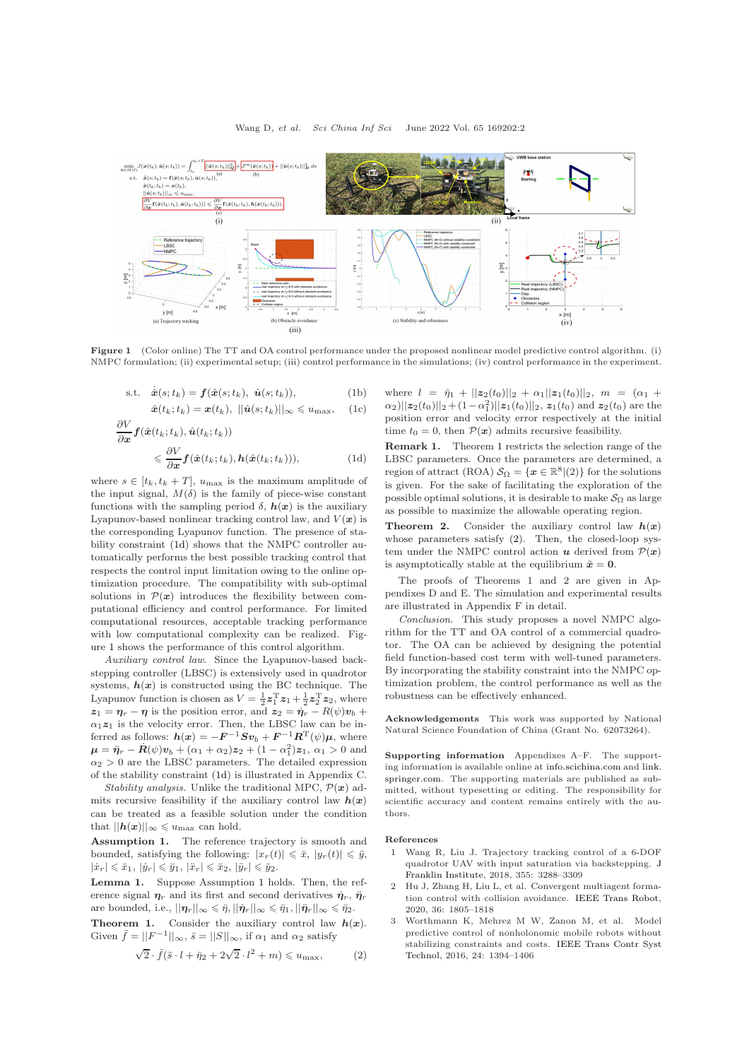$$\min_{\hat{\boldsymbol{u}} \in M(\delta)} J(\boldsymbol{x}(t_k), \hat{\boldsymbol{u}}(s;t_k)) = \int_{t_k}^{t_k+T} \|\tilde{\boldsymbol{x}}(s;t_k)\|_Q^2 + J^{\mathrm{oa}}(\hat{\boldsymbol{x}}(s;t_k)) + \|\hat{\boldsymbol{u}}(s;t_k)\|_R^2 \, ds$$

(a) (b)

s.t. $\dot{\hat{\boldsymbol{x}}}(s;t_k) = \boldsymbol{f}(\hat{\boldsymbol{x}}(s;t_k), \hat{\boldsymbol{u}}(s;t_k))$,

$\hat{\boldsymbol{x}}(t_k;t_k) = \boldsymbol{x}(t_k)$,

$\|\hat{\boldsymbol{u}}(s;t_k)\|_\infty \leqslant u_{\max}$,

$\frac{\partial V}{\partial \boldsymbol{x}} \boldsymbol{f}(\hat{\boldsymbol{x}}(t_k;t_k), \hat{\boldsymbol{u}}(t_k;t_k)) \leqslant \frac{\partial V}{\partial \boldsymbol{x}} \boldsymbol{f}(\hat{\boldsymbol{x}}(t_k;t_k), \boldsymbol{h}(\hat{\boldsymbol{x}}(t_k;t_k)))$.

(c)

(i)

UWB base station

LiDAR

DC-DC

Manifold

Starting

Gap

Local frame

y

x

(ii)

Reference trajectory

LBSC

NMPC

z [m]

y [m]

x [m]

(a) Trajectory tracking

Start

Safe reference path

real trajectory at r=0.6 with obstacle avoidance

real trajectory at r=0.6 without obstacle avoidance

real trajectory at r=0.3 without obstacle avoidance

Obstacles

Collision region

(b) Obstacle avoidance

Reference trajectory

LBSC

NMPC (N=2) without stability constraint

NMPC (N=2) with stability constraint

NMPC (N=7) with stability constraint

(c) Stability and robustness

(iii)

Real trajectory (LBSC)

Real trajectory (NMPC)

Gap

Obstacles

Collision region

x [m]

y [m]

(iv)

**Figure 1** (Color online) The TT and OA control performance under the proposed nonlinear model predictive control algorithm. (i) NMPC formulation; (ii) experimental setup; (iii) control performance in the simulations; (iv) control performance in the experiment.

$$\text{s.t.} \quad \dot{\hat{\boldsymbol{x}}}(s;t_k) = \boldsymbol{f}(\hat{\boldsymbol{x}}(s;t_k), \hat{\boldsymbol{u}}(s;t_k)), \tag{1b}$$

$$\hat{\boldsymbol{x}}(t_k;t_k) = \boldsymbol{x}(t_k), \quad \|\hat{\boldsymbol{u}}(s;t_k)\|_\infty \leqslant u_{\max}, \tag{1c}$$

$$\frac{\partial V}{\partial \boldsymbol{x}} \boldsymbol{f}(\hat{\boldsymbol{x}}(t_k;t_k), \hat{\boldsymbol{u}}(t_k;t_k)) \leqslant \frac{\partial V}{\partial \boldsymbol{x}} \boldsymbol{f}(\hat{\boldsymbol{x}}(t_k;t_k), \boldsymbol{h}(\hat{\boldsymbol{x}}(t_k;t_k))), \tag{1d}$$

where $s \in [t_k, t_k+T]$, $u_{\max}$ is the maximum amplitude of the input signal, $M(\delta)$ is the family of piece-wise constant functions with the sampling period $\delta$, $\boldsymbol{h}(\boldsymbol{x})$ is the auxiliary Lyapunov-based nonlinear tracking control law, and $V(\boldsymbol{x})$ is the corresponding Lyapunov function. The presence of stability constraint (1d) shows that the NMPC controller automatically performs the best possible tracking control that respects the control input limitation owing to the online optimization procedure. The compatibility with sub-optimal solutions in $\mathcal{P}(\boldsymbol{x})$ introduces the flexibility between computational efficiency and control performance. For limited computational resources, acceptable tracking performance with low computational complexity can be realized. Figure 1 shows the performance of this control algorithm.

*Auxiliary control law.* Since the Lyapunov-based backstepping controller (LBSC) is extensively used in quadrotor systems, $\boldsymbol{h}(\boldsymbol{x})$ is constructed using the BC technique. The Lyapunov function is chosen as $V = \frac{1}{2}\boldsymbol{z}_1^{\mathrm{T}}\boldsymbol{z}_1 + \frac{1}{2}\boldsymbol{z}_2^{\mathrm{T}}\boldsymbol{z}_2$, where $\boldsymbol{z}_1 = \boldsymbol{\eta}_r - \boldsymbol{\eta}$ is the position error, and $\boldsymbol{z}_2 = \dot{\boldsymbol{\eta}}_r - R(\psi)\boldsymbol{v}_b + \alpha_1\boldsymbol{z}_1$ is the velocity error. Then, the LBSC law can be inferred as follows: $\boldsymbol{h}(\boldsymbol{x}) = -\boldsymbol{F}^{-1}\boldsymbol{S}\boldsymbol{v}_b + \boldsymbol{F}^{-1}\boldsymbol{R}^{\mathrm{T}}(\psi)\boldsymbol{\mu}$, where $\boldsymbol{\mu} = \ddot{\boldsymbol{\eta}}_r - \dot{\boldsymbol{R}}(\psi)\boldsymbol{v}_b + (\alpha_1+\alpha_2)\boldsymbol{z}_2 + (1-\alpha_1^2)\boldsymbol{z}_1$, $\alpha_1 > 0$ and $\alpha_2 > 0$ are the LBSC parameters. The detailed expression of the stability constraint (1d) is illustrated in Appendix C.

*Stability analysis.* Unlike the traditional MPC, $\mathcal{P}(\boldsymbol{x})$ admits recursive feasibility if the auxiliary control law $\boldsymbol{h}(\boldsymbol{x})$ can be treated as a feasible solution under the condition that $\|\boldsymbol{h}(\boldsymbol{x})\|_\infty \leqslant u_{\max}$ can hold.

**Assumption 1.** The reference trajectory is smooth and bounded, satisfying the following: $|x_r(t)| \leqslant \bar{x}$, $|y_r(t)| \leqslant \bar{y}$, $|\dot{x}_r| \leqslant \bar{x}_1$, $|\dot{y}_r| \leqslant \bar{y}_1$, $|\ddot{x}_r| \leqslant \bar{x}_2$, $|\ddot{y}_r| \leqslant \bar{y}_2$.

**Lemma 1.** Suppose Assumption 1 holds. Then, the reference signal $\boldsymbol{\eta}_r$ and its first and second derivatives $\dot{\boldsymbol{\eta}}_r$, $\ddot{\boldsymbol{\eta}}_r$ are bounded, i.e., $\|\boldsymbol{\eta}_r\|_\infty \leqslant \bar{\eta}$, $\|\dot{\boldsymbol{\eta}}_r\|_\infty \leqslant \bar{\eta}_1$, $\|\ddot{\boldsymbol{\eta}}_r\|_\infty \leqslant \bar{\eta}_2$.

**Theorem 1.** Consider the auxiliary control law $\boldsymbol{h}(\boldsymbol{x})$. Given $\bar{f} = \|F^{-1}\|_\infty$, $\bar{s} = \|S\|_\infty$, if $\alpha_1$ and $\alpha_2$ satisfy

$$\sqrt{2} \cdot \bar{f}(\bar{s} \cdot l + \bar{\eta}_2 + 2\sqrt{2} \cdot l^2 + m) \leqslant u_{\max}, \tag{2}$$

where $l = \bar{\eta}_1 + \|\boldsymbol{z}_2(t_0)\|_2 + \alpha_1\|\boldsymbol{z}_1(t_0)\|_2$, $m = (\alpha_1 + \alpha_2)\|\boldsymbol{z}_2(t_0)\|_2 + (1-\alpha_1^2)\|\boldsymbol{z}_1(t_0)\|_2$, $\boldsymbol{z}_1(t_0)$ and $\boldsymbol{z}_2(t_0)$ are the position error and velocity error respectively at the initial time $t_0 = 0$, then $\mathcal{P}(\boldsymbol{x})$ admits recursive feasibility.

**Remark 1.** Theorem 1 restricts the selection range of the LBSC parameters. Once the parameters are determined, a region of attract (ROA) $\mathcal{S}_\Omega = \{\boldsymbol{x} \in \mathbb{R}^8 | (2)\}$ for the solutions is given. For the sake of facilitating the exploration of the possible optimal solutions, it is desirable to make $\mathcal{S}_\Omega$ as large as possible to maximize the allowable operating region.

**Theorem 2.** Consider the auxiliary control law $\boldsymbol{h}(\boldsymbol{x})$ whose parameters satisfy (2). Then, the closed-loop system under the NMPC control action $\boldsymbol{u}$ derived from $\mathcal{P}(\boldsymbol{x})$ is asymptotically stable at the equilibrium $\tilde{\boldsymbol{x}} = \boldsymbol{0}$.

The proofs of Theorems 1 and 2 are given in Appendixes D and E. The simulation and experimental results are illustrated in Appendix F in detail.

*Conclusion.* This study proposes a novel NMPC algorithm for the TT and OA control of a commercial quadrotor. The OA can be achieved by designing the potential field function-based cost term with well-tuned parameters. By incorporating the stability constraint into the NMPC optimization problem, the control performance as well as the robustness can be effectively enhanced.

**Acknowledgements** This work was supported by National Natural Science Foundation of China (Grant No. 62073264).

**Supporting information** Appendixes A–F. The supporting information is available online at info.scichina.com and link.springer.com. The supporting materials are published as submitted, without typesetting or editing. The responsibility for scientific accuracy and content remains entirely with the authors.

## References

1. Wang R, Liu J. Trajectory tracking control of a 6-DOF quadrotor UAV with input saturation via backstepping. J Franklin Institute, 2018, 355: 3288–3309
2. Hu J, Zhang H, Liu L, et al. Convergent multiagent formation control with collision avoidance. IEEE Trans Robot, 2020, 36: 1805–1818
3. Worthmann K, Mehrez M W, Zanon M, et al. Model predictive control of nonholonomic mobile robots without stabilizing constraints and costs. IEEE Trans Contr Syst Technol, 2016, 24: 1394–1406